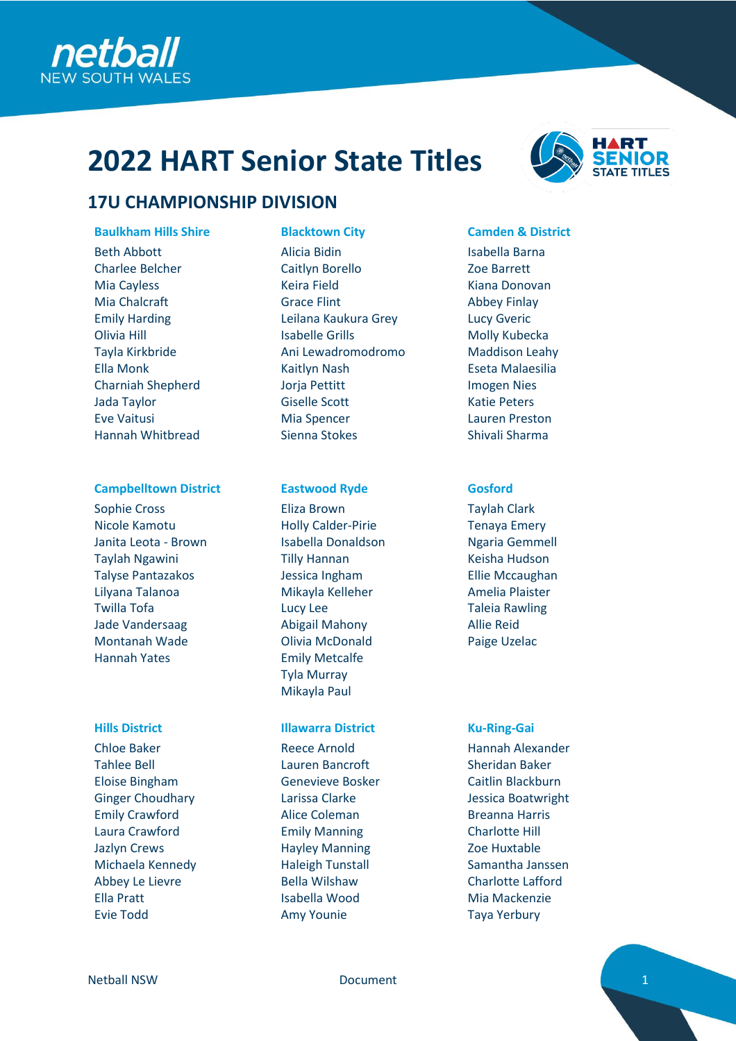# 2022 HART Senior State Titles

## 17U CHAMPIONSHIP DIVISION

### Baulkham Hills Shire

Beth Abbott
Charlee Belcher
Mia Cayless
Mia Chalcraft
Emily Harding
Olivia Hill
Tayla Kirkbride
Ella Monk
Charniah Shepherd
Jada Taylor
Eve Vaitusi
Hannah Whitbread

### Blacktown City

Alicia Bidin
Caitlyn Borello
Keira Field
Grace Flint
Leilana Kaukura Grey
Isabelle Grills
Ani Lewadromodromo
Kaitlyn Nash
Jorja Pettitt
Giselle Scott
Mia Spencer
Sienna Stokes

### Camden & District

Isabella Barna
Zoe Barrett
Kiana Donovan
Abbey Finlay
Lucy Gveric
Molly Kubecka
Maddison Leahy
Eseta Malaesilia
Imogen Nies
Katie Peters
Lauren Preston
Shivali Sharma

### Campbelltown District

Sophie Cross
Nicole Kamotu
Janita Leota - Brown
Taylah Ngawini
Talyse Pantazakos
Lilyana Talanoa
Twilla Tofa
Jade Vandersaag
Montanah Wade
Hannah Yates

### Eastwood Ryde

Eliza Brown
Holly Calder-Pirie
Isabella Donaldson
Tilly Hannan
Jessica Ingham
Mikayla Kelleher
Lucy Lee
Abigail Mahony
Olivia McDonald
Emily Metcalfe
Tyla Murray
Mikayla Paul

### Gosford

Taylah Clark
Tenaya Emery
Ngaria Gemmell
Keisha Hudson
Ellie Mccaughan
Amelia Plaister
Taleia Rawling
Allie Reid
Paige Uzelac

### Hills District

Chloe Baker
Tahlee Bell
Eloise Bingham
Ginger Choudhary
Emily Crawford
Laura Crawford
Jazlyn Crews
Michaela Kennedy
Abbey Le Lievre
Ella Pratt
Evie Todd

### Illawarra District

Reece Arnold
Lauren Bancroft
Genevieve Bosker
Larissa Clarke
Alice Coleman
Emily Manning
Hayley Manning
Haleigh Tunstall
Bella Wilshaw
Isabella Wood
Amy Younie

### Ku-Ring-Gai

Hannah Alexander
Sheridan Baker
Caitlin Blackburn
Jessica Boatwright
Breanna Harris
Charlotte Hill
Zoe Huxtable
Samantha Janssen
Charlotte Lafford
Mia Mackenzie
Taya Yerbury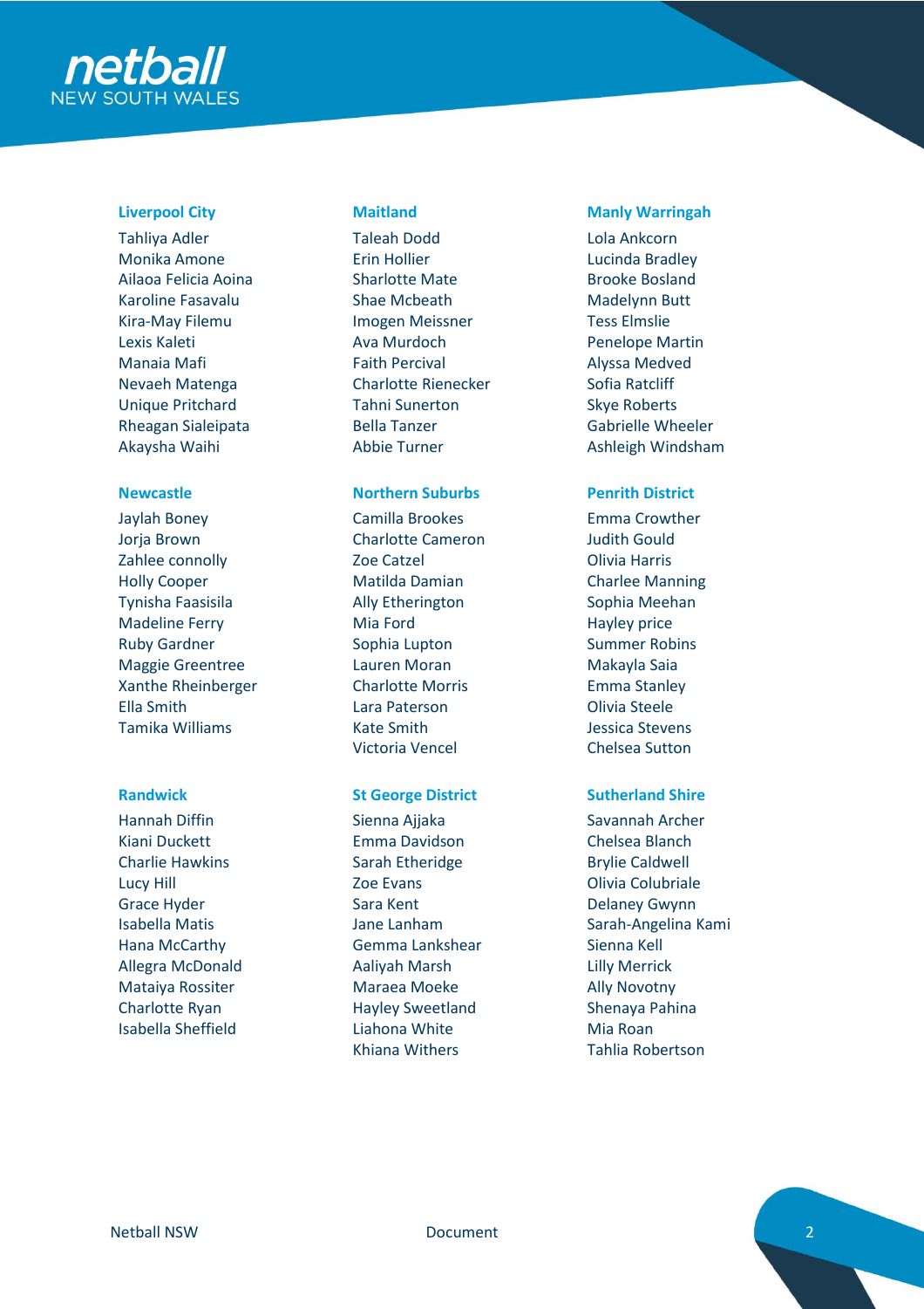### Liverpool City

Tahliya Adler
Monika Amone
Ailaoa Felicia Aoina
Karoline Fasavalu
Kira-May Filemu
Lexis Kaleti
Manaia Mafi
Nevaeh Matenga
Unique Pritchard
Rheagan Sialeipata
Akaysha Waihi

### Maitland

Taleah Dodd
Erin Hollier
Sharlotte Mate
Shae Mcbeath
Imogen Meissner
Ava Murdoch
Faith Percival
Charlotte Rienecker
Tahni Sunerton
Bella Tanzer
Abbie Turner

### Manly Warringah

Lola Ankcorn
Lucinda Bradley
Brooke Bosland
Madelynn Butt
Tess Elmslie
Penelope Martin
Alyssa Medved
Sofia Ratcliff
Skye Roberts
Gabrielle Wheeler
Ashleigh Windsham

### Newcastle

Jaylah Boney
Jorja Brown
Zahlee connolly
Holly Cooper
Tynisha Faasisila
Madeline Ferry
Ruby Gardner
Maggie Greentree
Xanthe Rheinberger
Ella Smith
Tamika Williams

### Northern Suburbs

Camilla Brookes
Charlotte Cameron
Zoe Catzel
Matilda Damian
Ally Etherington
Mia Ford
Sophia Lupton
Lauren Moran
Charlotte Morris
Lara Paterson
Kate Smith
Victoria Vencel

### Penrith District

Emma Crowther
Judith Gould
Olivia Harris
Charlee Manning
Sophia Meehan
Hayley price
Summer Robins
Makayla Saia
Emma Stanley
Olivia Steele
Jessica Stevens
Chelsea Sutton

### Randwick

Hannah Diffin
Kiani Duckett
Charlie Hawkins
Lucy Hill
Grace Hyder
Isabella Matis
Hana McCarthy
Allegra McDonald
Mataiya Rossiter
Charlotte Ryan
Isabella Sheffield

### St George District

Sienna Ajjaka
Emma Davidson
Sarah Etheridge
Zoe Evans
Sara Kent
Jane Lanham
Gemma Lankshear
Aaliyah Marsh
Maraea Moeke
Hayley Sweetland
Liahona White
Khiana Withers

### Sutherland Shire

Savannah Archer
Chelsea Blanch
Brylie Caldwell
Olivia Colubriale
Delaney Gwynn
Sarah-Angelina Kami
Sienna Kell
Lilly Merrick
Ally Novotny
Shenaya Pahina
Mia Roan
Tahlia Robertson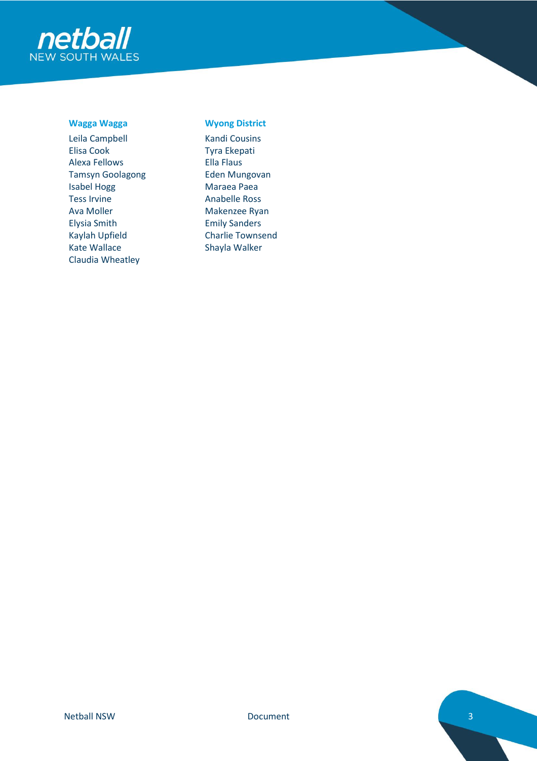### Wagga Wagga

Leila Campbell
Elisa Cook
Alexa Fellows
Tamsyn Goolagong
Isabel Hogg
Tess Irvine
Ava Moller
Elysia Smith
Kaylah Upfield
Kate Wallace
Claudia Wheatley

### Wyong District

Kandi Cousins
Tyra Ekepati
Ella Flaus
Eden Mungovan
Maraea Paea
Anabelle Ross
Makenzee Ryan
Emily Sanders
Charlie Townsend
Shayla Walker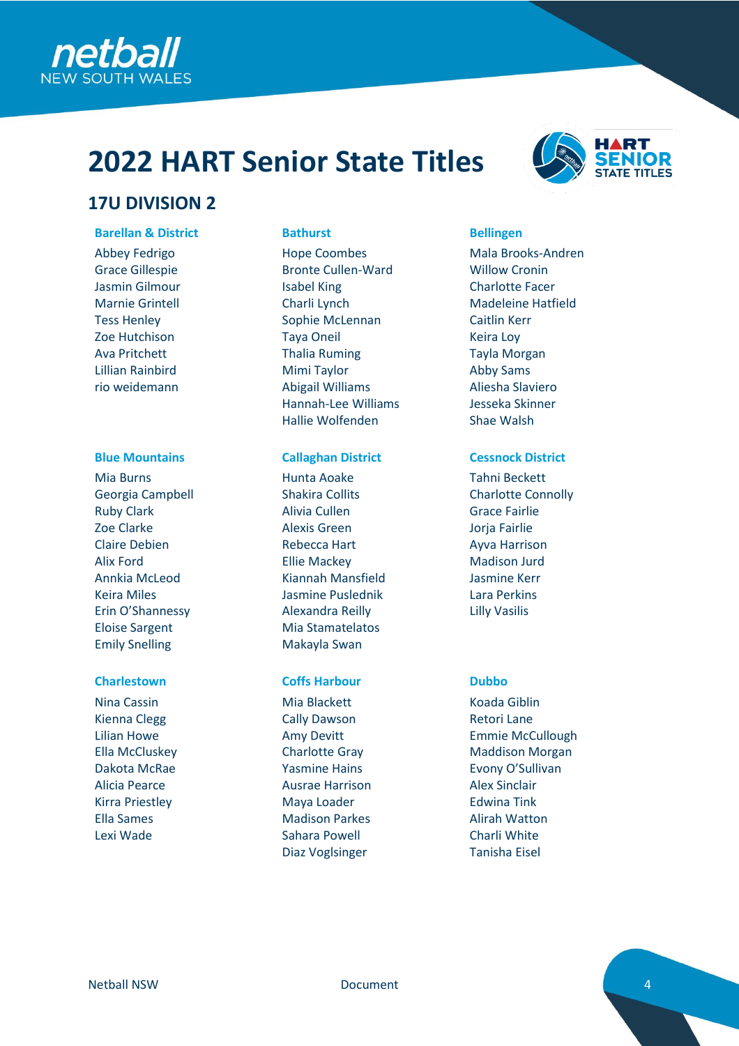# 2022 HART Senior State Titles

## 17U DIVISION 2

### Barellan & District

Abbey Fedrigo
Grace Gillespie
Jasmin Gilmour
Marnie Grintell
Tess Henley
Zoe Hutchison
Ava Pritchett
Lillian Rainbird
rio weidemann

### Bathurst

Hope Coombes
Bronte Cullen-Ward
Isabel King
Charli Lynch
Sophie McLennan
Taya Oneil
Thalia Ruming
Mimi Taylor
Abigail Williams
Hannah-Lee Williams
Hallie Wolfenden

### Bellingen

Mala Brooks-Andren
Willow Cronin
Charlotte Facer
Madeleine Hatfield
Caitlin Kerr
Keira Loy
Tayla Morgan
Abby Sams
Aliesha Slaviero
Jesseka Skinner
Shae Walsh

### Blue Mountains

Mia Burns
Georgia Campbell
Ruby Clark
Zoe Clarke
Claire Debien
Alix Ford
Annkia McLeod
Keira Miles
Erin O'Shannessy
Eloise Sargent
Emily Snelling

### Callaghan District

Hunta Aoake
Shakira Collits
Alivia Cullen
Alexis Green
Rebecca Hart
Ellie Mackey
Kiannah Mansfield
Jasmine Puslednik
Alexandra Reilly
Mia Stamatelatos
Makayla Swan

### Cessnock District

Tahni Beckett
Charlotte Connolly
Grace Fairlie
Jorja Fairlie
Ayva Harrison
Madison Jurd
Jasmine Kerr
Lara Perkins
Lilly Vasilis

### Charlestown

Nina Cassin
Kienna Clegg
Lilian Howe
Ella McCluskey
Dakota McRae
Alicia Pearce
Kirra Priestley
Ella Sames
Lexi Wade

### Coffs Harbour

Mia Blackett
Cally Dawson
Amy Devitt
Charlotte Gray
Yasmine Hains
Ausrae Harrison
Maya Loader
Madison Parkes
Sahara Powell
Diaz Voglsinger

### Dubbo

Koada Giblin
Retori Lane
Emmie McCullough
Maddison Morgan
Evony O'Sullivan
Alex Sinclair
Edwina Tink
Alirah Watton
Charli White
Tanisha Eisel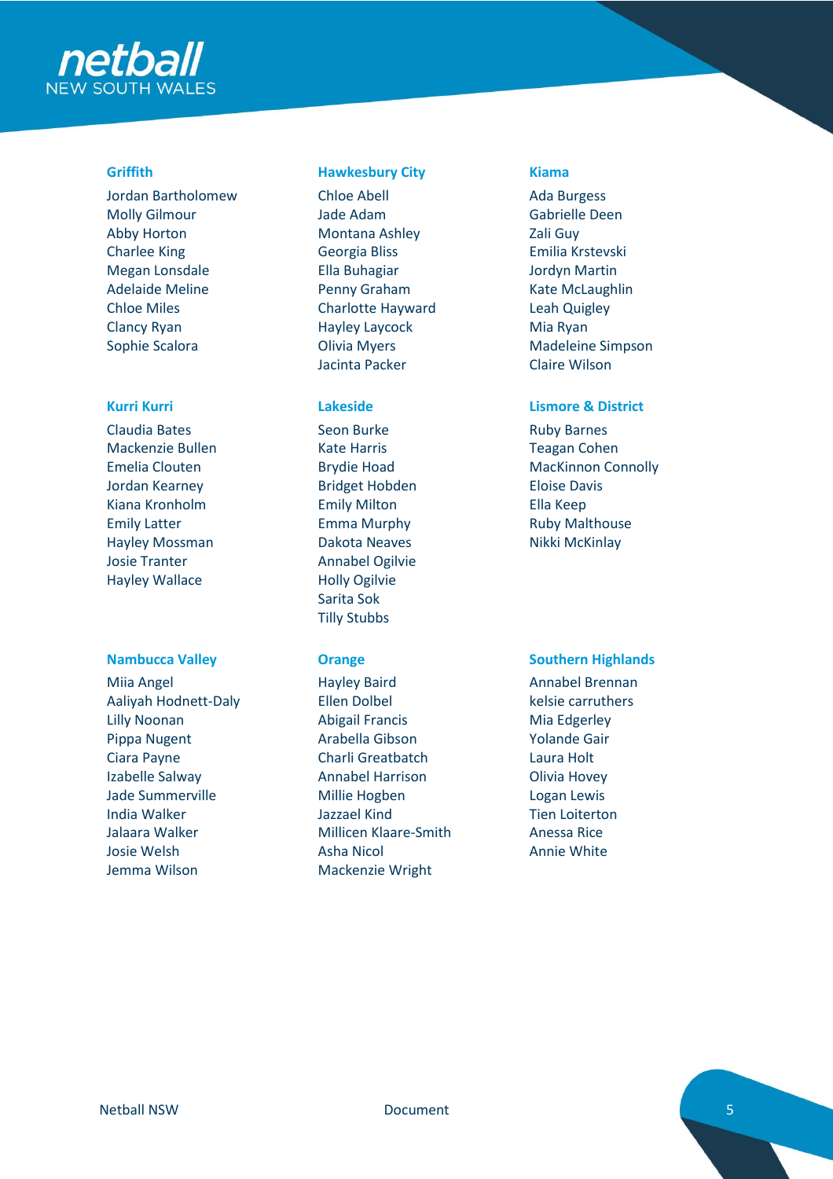### Griffith

Jordan Bartholomew
Molly Gilmour
Abby Horton
Charlee King
Megan Lonsdale
Adelaide Meline
Chloe Miles
Clancy Ryan
Sophie Scalora

### Hawkesbury City

Chloe Abell
Jade Adam
Montana Ashley
Georgia Bliss
Ella Buhagiar
Penny Graham
Charlotte Hayward
Hayley Laycock
Olivia Myers
Jacinta Packer

### Kiama

Ada Burgess
Gabrielle Deen
Zali Guy
Emilia Krstevski
Jordyn Martin
Kate McLaughlin
Leah Quigley
Mia Ryan
Madeleine Simpson
Claire Wilson

### Kurri Kurri

Claudia Bates
Mackenzie Bullen
Emelia Clouten
Jordan Kearney
Kiana Kronholm
Emily Latter
Hayley Mossman
Josie Tranter
Hayley Wallace

### Lakeside

Seon Burke
Kate Harris
Brydie Hoad
Bridget Hobden
Emily Milton
Emma Murphy
Dakota Neaves
Annabel Ogilvie
Holly Ogilvie
Sarita Sok
Tilly Stubbs

### Lismore & District

Ruby Barnes
Teagan Cohen
MacKinnon Connolly
Eloise Davis
Ella Keep
Ruby Malthouse
Nikki McKinlay

### Nambucca Valley

Miia Angel
Aaliyah Hodnett-Daly
Lilly Noonan
Pippa Nugent
Ciara Payne
Izabelle Salway
Jade Summerville
India Walker
Jalaara Walker
Josie Welsh
Jemma Wilson

### Orange

Hayley Baird
Ellen Dolbel
Abigail Francis
Arabella Gibson
Charli Greatbatch
Annabel Harrison
Millie Hogben
Jazzael Kind
Millicen Klaare-Smith
Asha Nicol
Mackenzie Wright

### Southern Highlands

Annabel Brennan
kelsie carruthers
Mia Edgerley
Yolande Gair
Laura Holt
Olivia Hovey
Logan Lewis
Tien Loiterton
Anessa Rice
Annie White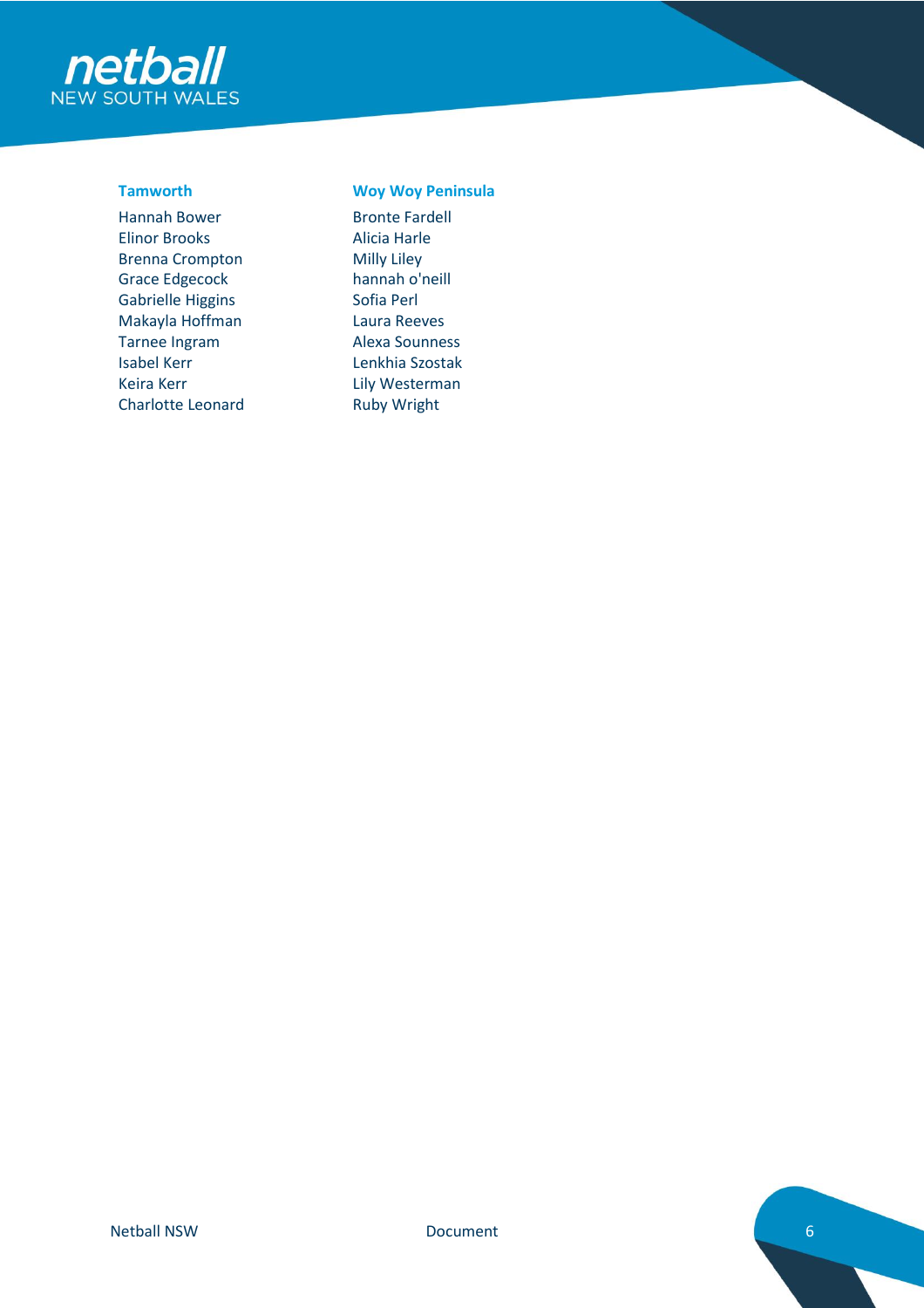### Tamworth

Hannah Bower
Elinor Brooks
Brenna Crompton
Grace Edgecock
Gabrielle Higgins
Makayla Hoffman
Tarnee Ingram
Isabel Kerr
Keira Kerr
Charlotte Leonard

### Woy Woy Peninsula

Bronte Fardell
Alicia Harle
Milly Liley
hannah o'neill
Sofia Perl
Laura Reeves
Alexa Sounness
Lenkhia Szostak
Lily Westerman
Ruby Wright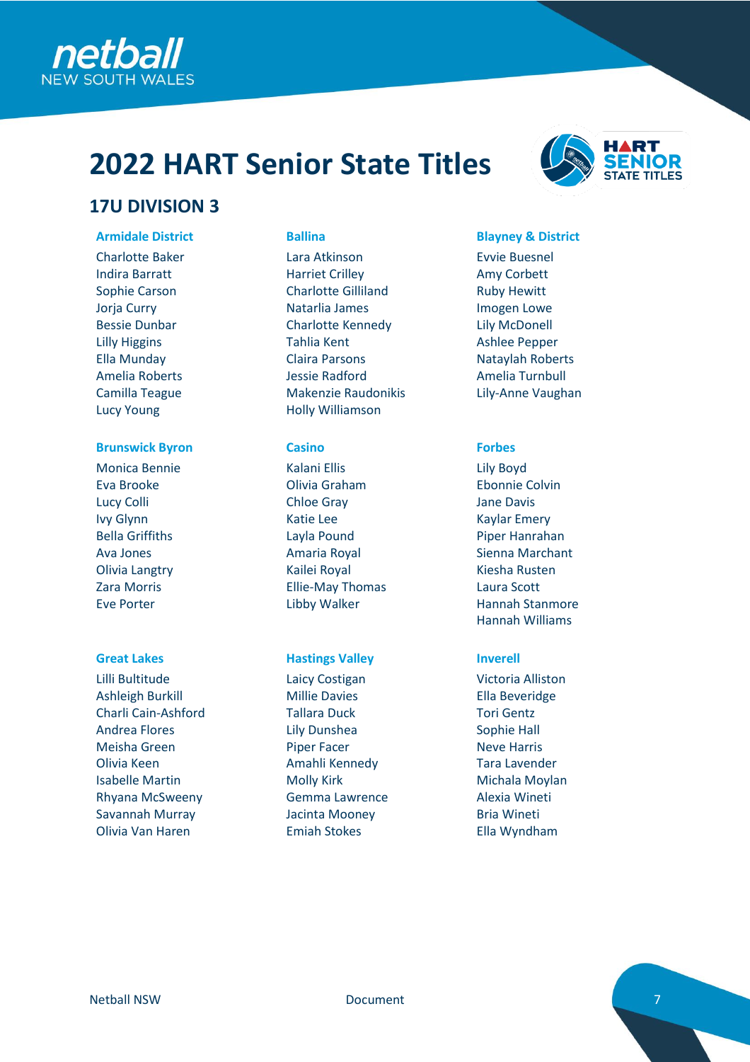# 2022 HART Senior State Titles

## 17U DIVISION 3

### Armidale District

Charlotte Baker
Indira Barratt
Sophie Carson
Jorja Curry
Bessie Dunbar
Lilly Higgins
Ella Munday
Amelia Roberts
Camilla Teague
Lucy Young

### Ballina

Lara Atkinson
Harriet Crilley
Charlotte Gilliland
Natarlia James
Charlotte Kennedy
Tahlia Kent
Claira Parsons
Jessie Radford
Makenzie Raudonikis
Holly Williamson

### Blayney & District

Evvie Buesnel
Amy Corbett
Ruby Hewitt
Imogen Lowe
Lily McDonell
Ashlee Pepper
Nataylah Roberts
Amelia Turnbull
Lily-Anne Vaughan

### Brunswick Byron

Monica Bennie
Eva Brooke
Lucy Colli
Ivy Glynn
Bella Griffiths
Ava Jones
Olivia Langtry
Zara Morris
Eve Porter

### Casino

Kalani Ellis
Olivia Graham
Chloe Gray
Katie Lee
Layla Pound
Amaria Royal
Kailei Royal
Ellie-May Thomas
Libby Walker

### Forbes

Lily Boyd
Ebonnie Colvin
Jane Davis
Kaylar Emery
Piper Hanrahan
Sienna Marchant
Kiesha Rusten
Laura Scott
Hannah Stanmore
Hannah Williams

### Great Lakes

Lilli Bultitude
Ashleigh Burkill
Charli Cain-Ashford
Andrea Flores
Meisha Green
Olivia Keen
Isabelle Martin
Rhyana McSweeny
Savannah Murray
Olivia Van Haren

### Hastings Valley

Laicy Costigan
Millie Davies
Tallara Duck
Lily Dunshea
Piper Facer
Amahli Kennedy
Molly Kirk
Gemma Lawrence
Jacinta Mooney
Emiah Stokes

### Inverell

Victoria Alliston
Ella Beveridge
Tori Gentz
Sophie Hall
Neve Harris
Tara Lavender
Michala Moylan
Alexia Wineti
Bria Wineti
Ella Wyndham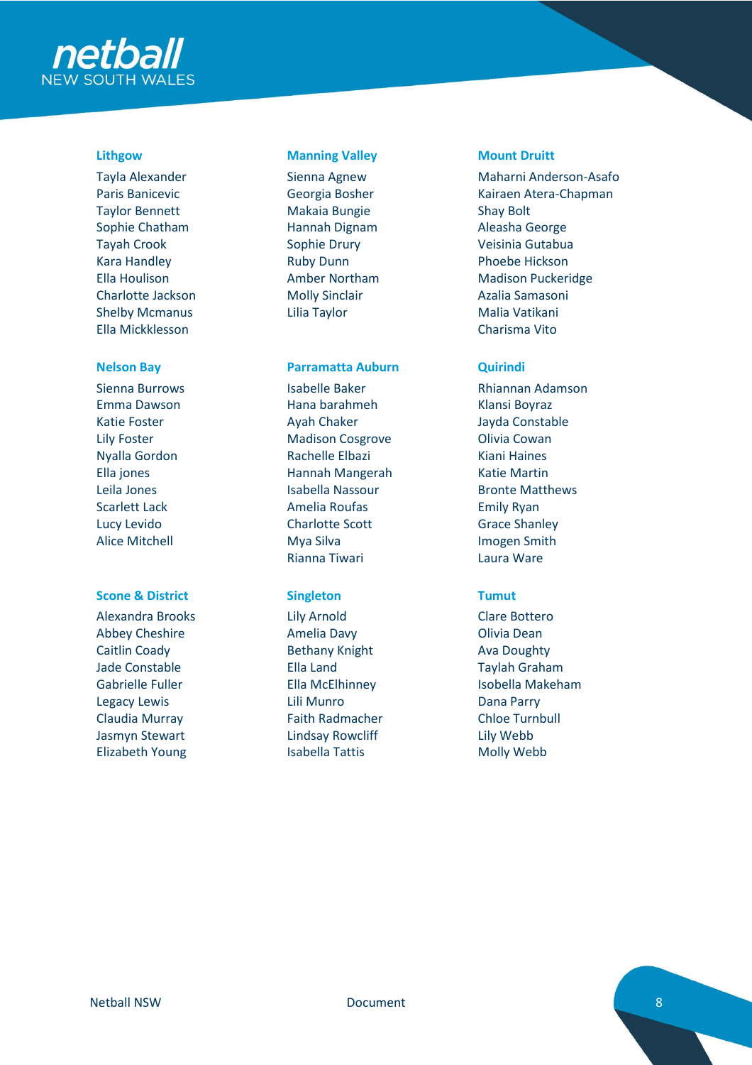### Lithgow

Tayla Alexander
Paris Banicevic
Taylor Bennett
Sophie Chatham
Tayah Crook
Kara Handley
Ella Houlison
Charlotte Jackson
Shelby Mcmanus
Ella Mickklesson

### Manning Valley

Sienna Agnew
Georgia Bosher
Makaia Bungie
Hannah Dignam
Sophie Drury
Ruby Dunn
Amber Northam
Molly Sinclair
Lilia Taylor

### Mount Druitt

Maharni Anderson-Asafo
Kairaen Atera-Chapman
Shay Bolt
Aleasha George
Veisinia Gutabua
Phoebe Hickson
Madison Puckeridge
Azalia Samasoni
Malia Vatikani
Charisma Vito

### Nelson Bay

Sienna Burrows
Emma Dawson
Katie Foster
Lily Foster
Nyalla Gordon
Ella jones
Leila Jones
Scarlett Lack
Lucy Levido
Alice Mitchell

### Parramatta Auburn

Isabelle Baker
Hana barahmeh
Ayah Chaker
Madison Cosgrove
Rachelle Elbazi
Hannah Mangerah
Isabella Nassour
Amelia Roufas
Charlotte Scott
Mya Silva
Rianna Tiwari

### Quirindi

Rhiannan Adamson
Klansi Boyraz
Jayda Constable
Olivia Cowan
Kiani Haines
Katie Martin
Bronte Matthews
Emily Ryan
Grace Shanley
Imogen Smith
Laura Ware

### Scone & District

Alexandra Brooks
Abbey Cheshire
Caitlin Coady
Jade Constable
Gabrielle Fuller
Legacy Lewis
Claudia Murray
Jasmyn Stewart
Elizabeth Young

### Singleton

Lily Arnold
Amelia Davy
Bethany Knight
Ella Land
Ella McElhinney
Lili Munro
Faith Radmacher
Lindsay Rowcliff
Isabella Tattis

### Tumut

Clare Bottero
Olivia Dean
Ava Doughty
Taylah Graham
Isobella Makeham
Dana Parry
Chloe Turnbull
Lily Webb
Molly Webb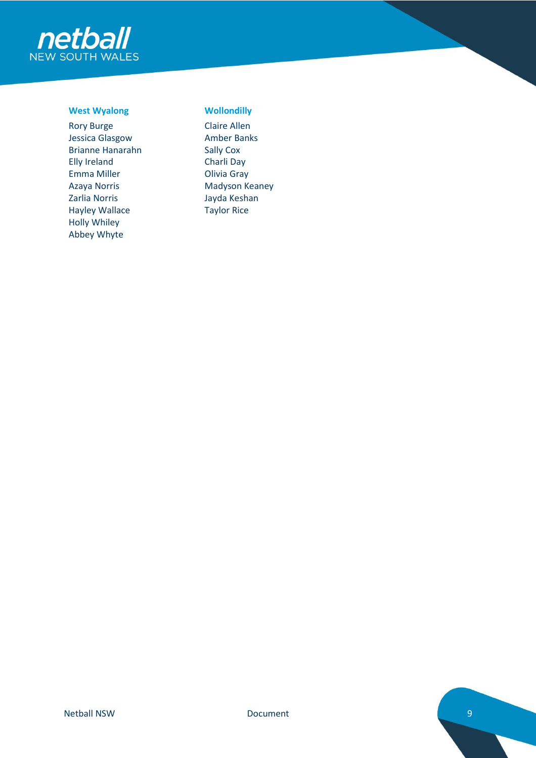### West Wyalong

Rory Burge
Jessica Glasgow
Brianne Hanarahn
Elly Ireland
Emma Miller
Azaya Norris
Zarlia Norris
Hayley Wallace
Holly Whiley
Abbey Whyte

### Wollondilly

Claire Allen
Amber Banks
Sally Cox
Charli Day
Olivia Gray
Madyson Keaney
Jayda Keshan
Taylor Rice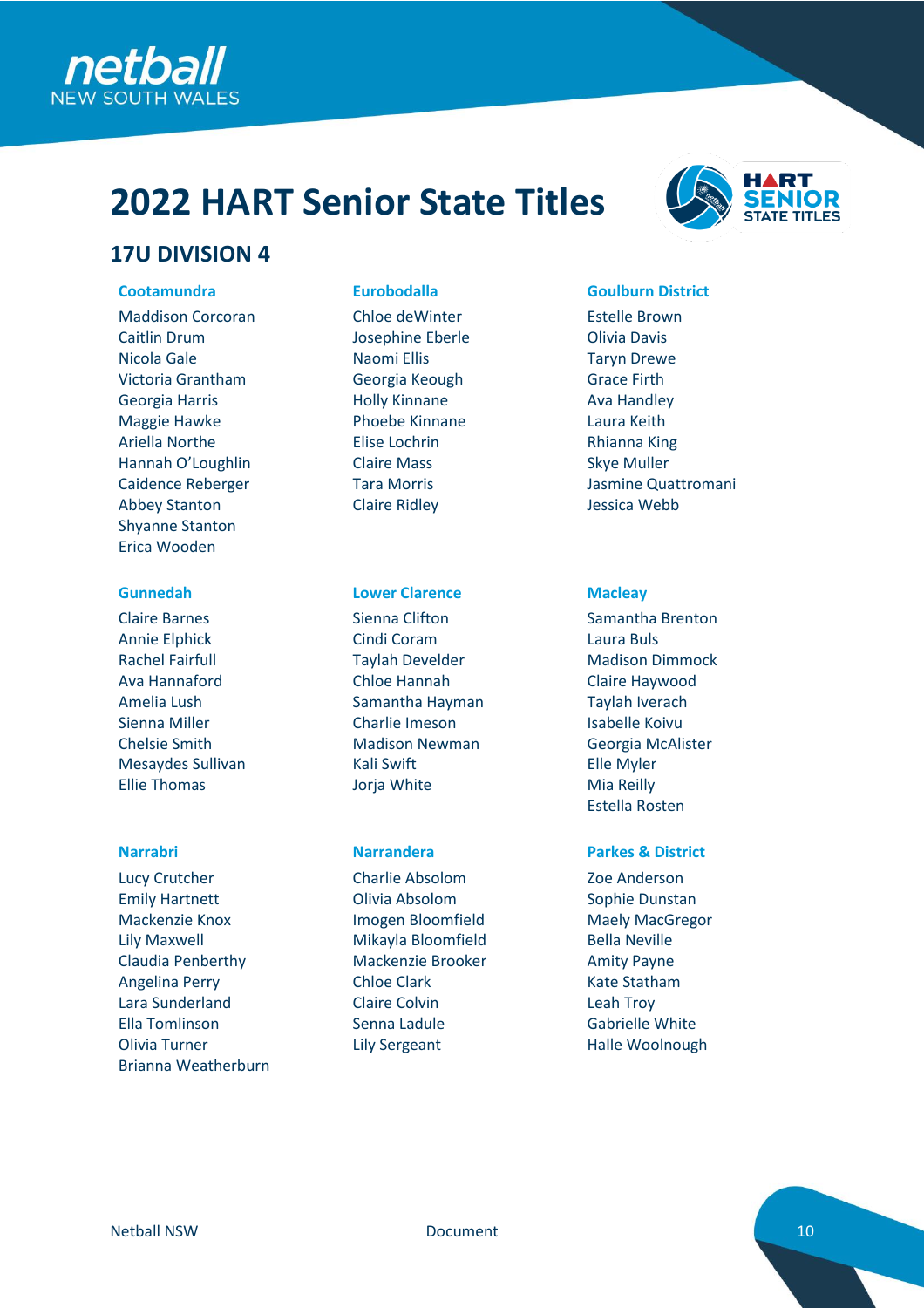# 2022 HART Senior State Titles

## 17U DIVISION 4

### Cootamundra

Maddison Corcoran
Caitlin Drum
Nicola Gale
Victoria Grantham
Georgia Harris
Maggie Hawke
Ariella Northe
Hannah O'Loughlin
Caidence Reberger
Abbey Stanton
Shyanne Stanton
Erica Wooden

### Eurobodalla

Chloe deWinter
Josephine Eberle
Naomi Ellis
Georgia Keough
Holly Kinnane
Phoebe Kinnane
Elise Lochrin
Claire Mass
Tara Morris
Claire Ridley

### Goulburn District

Estelle Brown
Olivia Davis
Taryn Drewe
Grace Firth
Ava Handley
Laura Keith
Rhianna King
Skye Muller
Jasmine Quattromani
Jessica Webb

### Gunnedah

Claire Barnes
Annie Elphick
Rachel Fairfull
Ava Hannaford
Amelia Lush
Sienna Miller
Chelsie Smith
Mesaydes Sullivan
Ellie Thomas

### Lower Clarence

Sienna Clifton
Cindi Coram
Taylah Develder
Chloe Hannah
Samantha Hayman
Charlie Imeson
Madison Newman
Kali Swift
Jorja White

### Macleay

Samantha Brenton
Laura Buls
Madison Dimmock
Claire Haywood
Taylah Iverach
Isabelle Koivu
Georgia McAlister
Elle Myler
Mia Reilly
Estella Rosten

### Narrabri

Lucy Crutcher
Emily Hartnett
Mackenzie Knox
Lily Maxwell
Claudia Penberthy
Angelina Perry
Lara Sunderland
Ella Tomlinson
Olivia Turner
Brianna Weatherburn

### Narrandera

Charlie Absolom
Olivia Absolom
Imogen Bloomfield
Mikayla Bloomfield
Mackenzie Brooker
Chloe Clark
Claire Colvin
Senna Ladule
Lily Sergeant

### Parkes & District

Zoe Anderson
Sophie Dunstan
Maely MacGregor
Bella Neville
Amity Payne
Kate Statham
Leah Troy
Gabrielle White
Halle Woolnough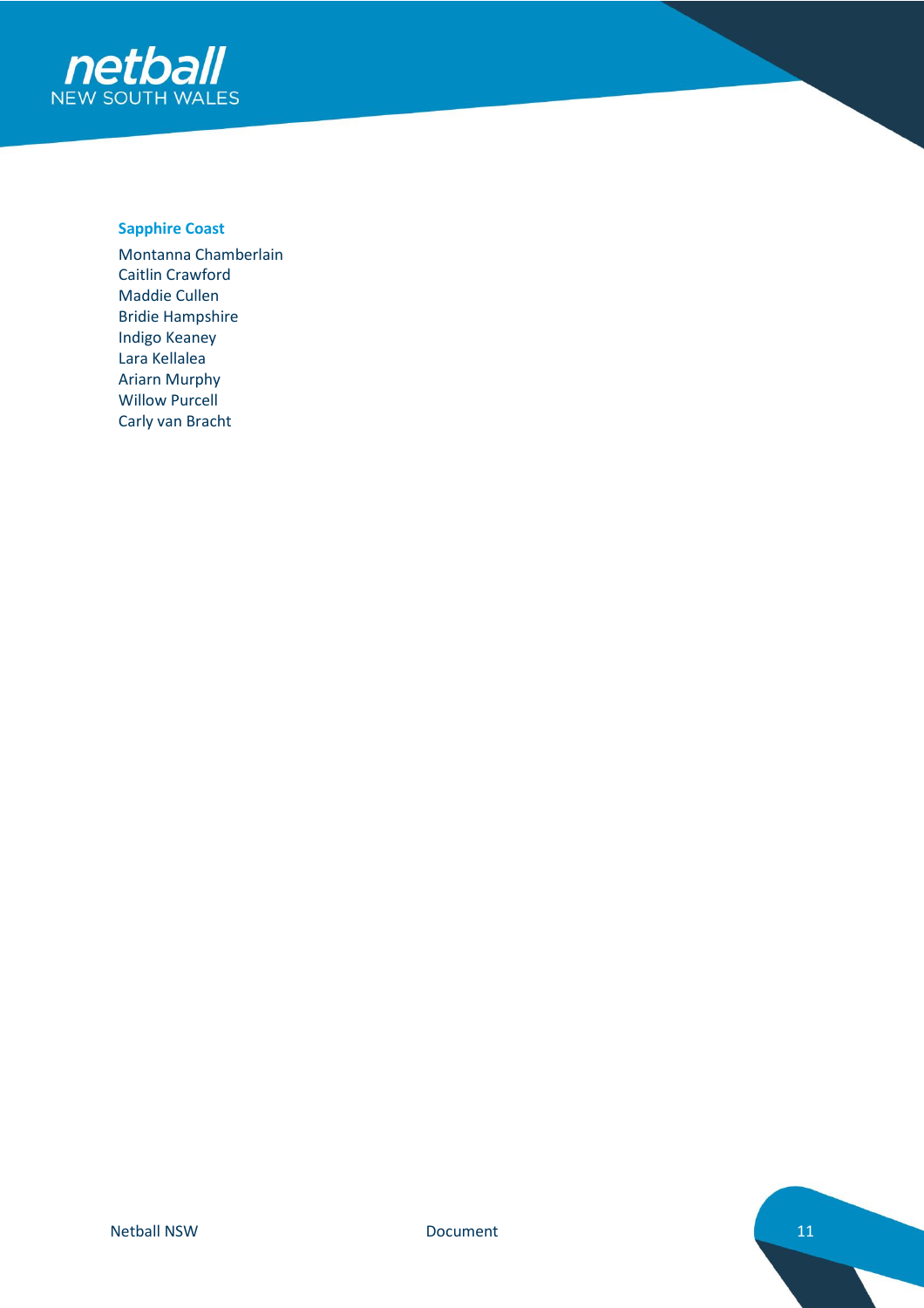### Sapphire Coast

Montanna Chamberlain
Caitlin Crawford
Maddie Cullen
Bridie Hampshire
Indigo Keaney
Lara Kellalea
Ariarn Murphy
Willow Purcell
Carly van Bracht